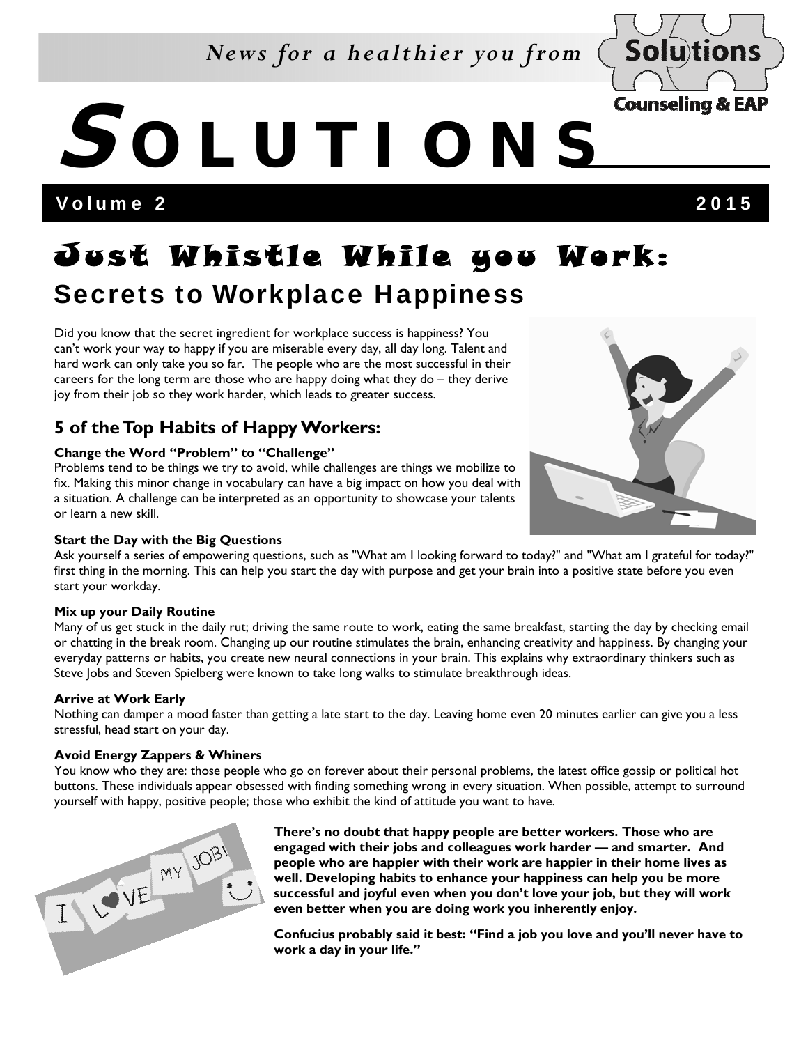*News for a healthier you from* Solutions Counseling & EAP

# SOLUTIONS

**Volume 2** **2015**

# Just Whistle While you Work:

## Secrets to Workplace Happiness

Did you know that the secret ingredient for workplace success is happiness? You can't work your way to happy if you are miserable every day, all day long. Talent and hard work can only take you so far. The people who are the most successful in their careers for the long term are those who are happy doing what they do – they derive joy from their job so they work harder, which leads to greater success.

### 5 of the Top Habits of Happy Workers:

**Change the Word "Problem" to "Challenge"**
Problems tend to be things we try to avoid, while challenges are things we mobilize to fix. Making this minor change in vocabulary can have a big impact on how you deal with a situation. A challenge can be interpreted as an opportunity to showcase your talents or learn a new skill.

**Start the Day with the Big Questions**
Ask yourself a series of empowering questions, such as "What am I looking forward to today?" and "What am I grateful for today?" first thing in the morning. This can help you start the day with purpose and get your brain into a positive state before you even start your workday.

**Mix up your Daily Routine**
Many of us get stuck in the daily rut; driving the same route to work, eating the same breakfast, starting the day by checking email or chatting in the break room. Changing up our routine stimulates the brain, enhancing creativity and happiness. By changing your everyday patterns or habits, you create new neural connections in your brain. This explains why extraordinary thinkers such as Steve Jobs and Steven Spielberg were known to take long walks to stimulate breakthrough ideas.

**Arrive at Work Early**
Nothing can damper a mood faster than getting a late start to the day. Leaving home even 20 minutes earlier can give you a less stressful, head start on your day.

**Avoid Energy Zappers & Whiners**
You know who they are: those people who go on forever about their personal problems, the latest office gossip or political hot buttons. These individuals appear obsessed with finding something wrong in every situation. When possible, attempt to surround yourself with happy, positive people; those who exhibit the kind of attitude you want to have.

**There's no doubt that happy people are better workers. Those who are engaged with their jobs and colleagues work harder — and smarter. And people who are happier with their work are happier in their home lives as well. Developing habits to enhance your happiness can help you be more successful and joyful even when you don't love your job, but they will work even better when you are doing work you inherently enjoy.**

**Confucius probably said it best: "Find a job you love and you'll never have to work a day in your life."**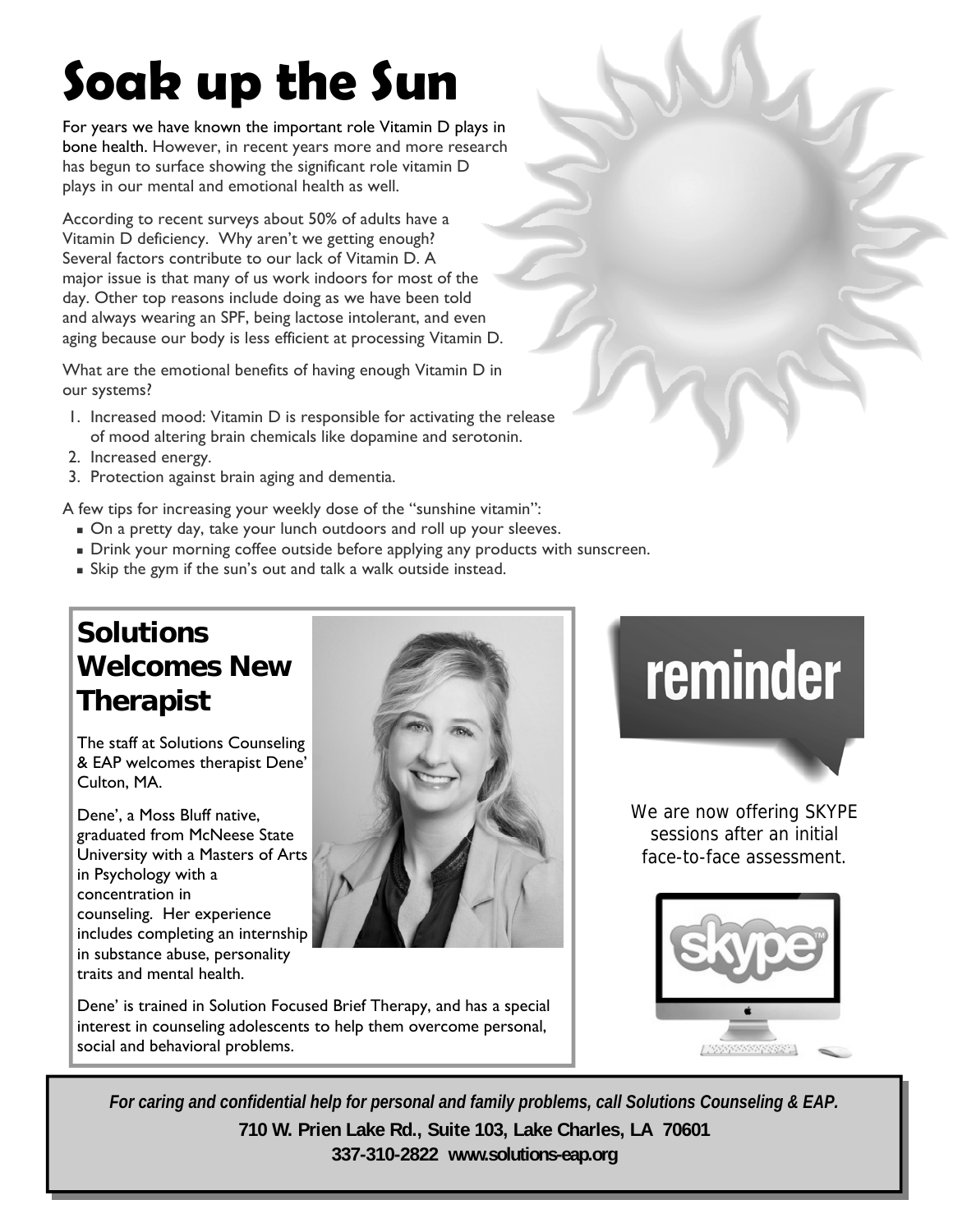# Soak up the Sun

For years we have known the important role Vitamin D plays in bone health. However, in recent years more and more research has begun to surface showing the significant role vitamin D plays in our mental and emotional health as well.

According to recent surveys about 50% of adults have a Vitamin D deficiency. Why aren't we getting enough? Several factors contribute to our lack of Vitamin D. A major issue is that many of us work indoors for most of the day. Other top reasons include doing as we have been told and always wearing an SPF, being lactose intolerant, and even aging because our body is less efficient at processing Vitamin D.

What are the emotional benefits of having enough Vitamin D in our systems?

1. Increased mood: Vitamin D is responsible for activating the release of mood altering brain chemicals like dopamine and serotonin.
2. Increased energy.
3. Protection against brain aging and dementia.

A few tips for increasing your weekly dose of the "sunshine vitamin":

- On a pretty day, take your lunch outdoors and roll up your sleeves.
- Drink your morning coffee outside before applying any products with sunscreen.
- Skip the gym if the sun's out and talk a walk outside instead.

## Solutions Welcomes New Therapist

The staff at Solutions Counseling & EAP welcomes therapist Dene' Culton, MA.

Dene', a Moss Bluff native, graduated from McNeese State University with a Masters of Arts in Psychology with a concentration in counseling. Her experience includes completing an internship in substance abuse, personality traits and mental health.

Dene' is trained in Solution Focused Brief Therapy, and has a special interest in counseling adolescents to help them overcome personal, social and behavioral problems.

## reminder

We are now offering SKYPE sessions after an initial face-to-face assessment.

*For caring and confidential help for personal and family problems, call Solutions Counseling & EAP.*

**710 W. Prien Lake Rd., Suite 103, Lake Charles, LA 70601**

**337-310-2822 www.solutions-eap.org**